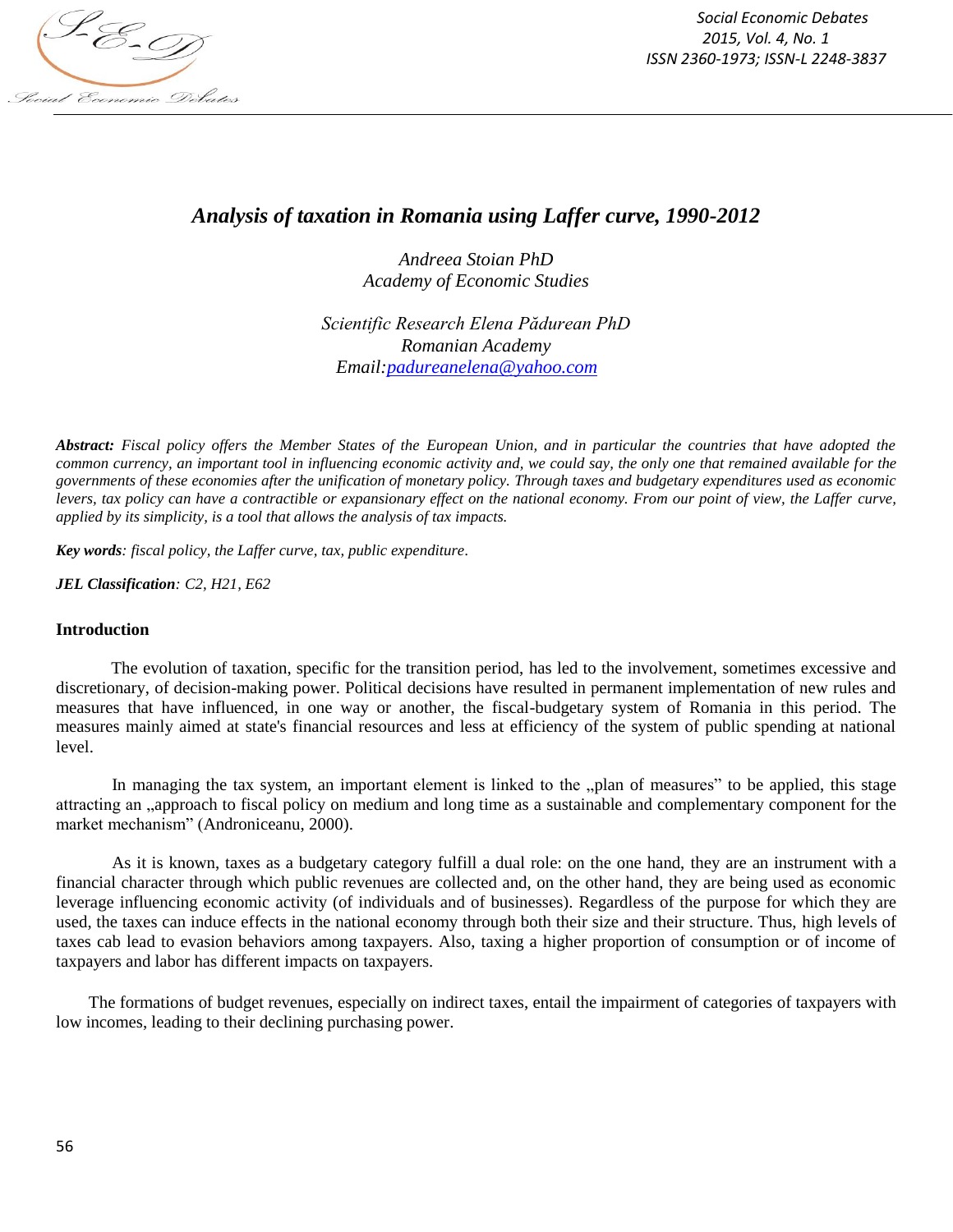# *Analysis of taxation in Romania using Laffer curve, 1990-2012*

*Andreea Stoian PhD*
*Academy of Economic Studies*

*Scientific Research Elena Pădurean PhD*
*Romanian Academy*
*Email:padureanelena@yahoo.com*

***Abstract:*** *Fiscal policy offers the Member States of the European Union, and in particular the countries that have adopted the common currency, an important tool in influencing economic activity and, we could say, the only one that remained available for the governments of these economies after the unification of monetary policy. Through taxes and budgetary expenditures used as economic levers, tax policy can have a contractible or expansionary effect on the national economy. From our point of view, the Laffer curve, applied by its simplicity, is a tool that allows the analysis of tax impacts.*

***Key words****: fiscal policy, the Laffer curve, tax, public expenditure*.

***JEL Classification****: C2, H21, E62*

## Introduction

The evolution of taxation, specific for the transition period, has led to the involvement, sometimes excessive and discretionary, of decision-making power. Political decisions have resulted in permanent implementation of new rules and measures that have influenced, in one way or another, the fiscal-budgetary system of Romania in this period. The measures mainly aimed at state's financial resources and less at efficiency of the system of public spending at national level.

In managing the tax system, an important element is linked to the „plan of measures" to be applied, this stage attracting an „approach to fiscal policy on medium and long time as a sustainable and complementary component for the market mechanism" (Androniceanu, 2000).

As it is known, taxes as a budgetary category fulfill a dual role: on the one hand, they are an instrument with a financial character through which public revenues are collected and, on the other hand, they are being used as economic leverage influencing economic activity (of individuals and of businesses). Regardless of the purpose for which they are used, the taxes can induce effects in the national economy through both their size and their structure. Thus, high levels of taxes cab lead to evasion behaviors among taxpayers. Also, taxing a higher proportion of consumption or of income of taxpayers and labor has different impacts on taxpayers.

The formations of budget revenues, especially on indirect taxes, entail the impairment of categories of taxpayers with low incomes, leading to their declining purchasing power.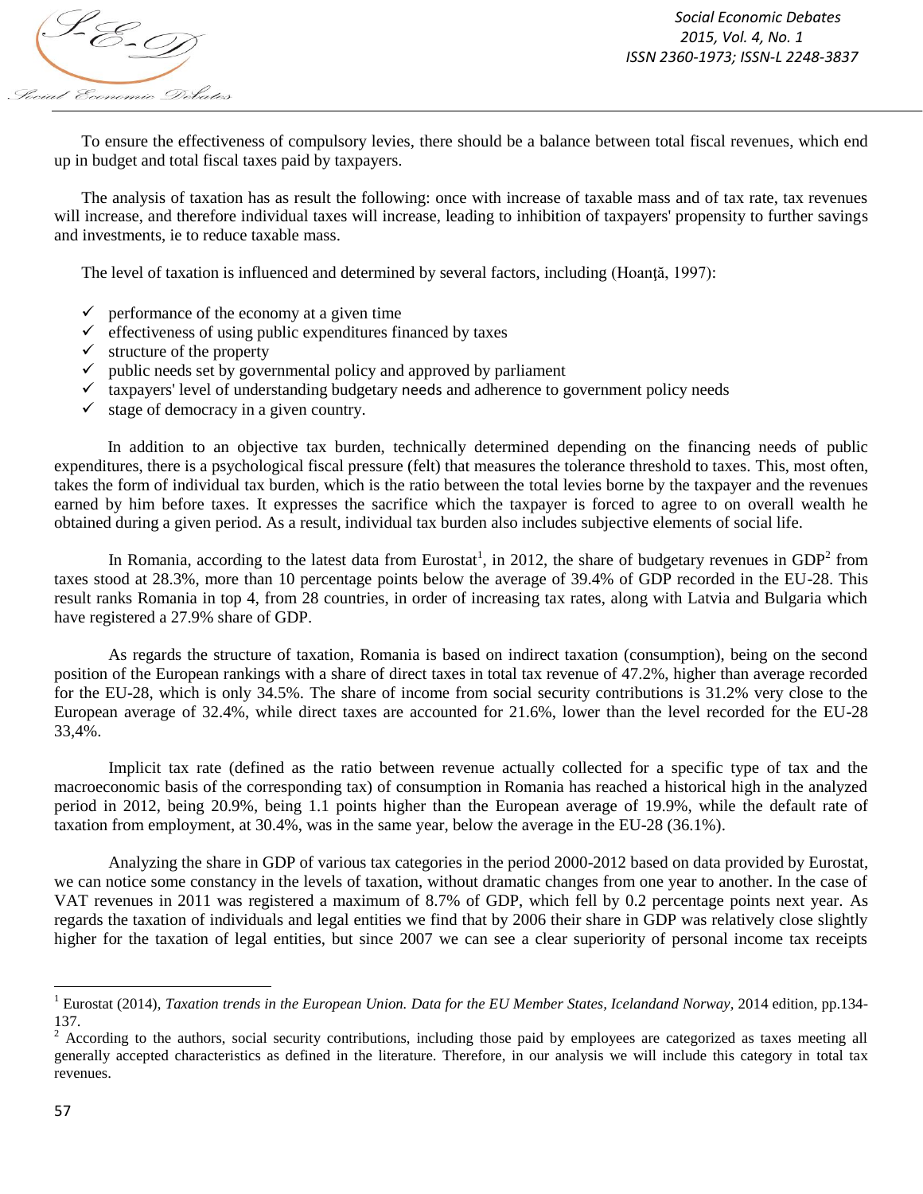To ensure the effectiveness of compulsory levies, there should be a balance between total fiscal revenues, which end up in budget and total fiscal taxes paid by taxpayers.

The analysis of taxation has as result the following: once with increase of taxable mass and of tax rate, tax revenues will increase, and therefore individual taxes will increase, leading to inhibition of taxpayers' propensity to further savings and investments, ie to reduce taxable mass.

The level of taxation is influenced and determined by several factors, including (Hoanţă, 1997):

- ✓ performance of the economy at a given time
- ✓ effectiveness of using public expenditures financed by taxes
- ✓ structure of the property
- ✓ public needs set by governmental policy and approved by parliament
- ✓ taxpayers' level of understanding budgetary needs and adherence to government policy needs
- ✓ stage of democracy in a given country.

In addition to an objective tax burden, technically determined depending on the financing needs of public expenditures, there is a psychological fiscal pressure (felt) that measures the tolerance threshold to taxes. This, most often, takes the form of individual tax burden, which is the ratio between the total levies borne by the taxpayer and the revenues earned by him before taxes. It expresses the sacrifice which the taxpayer is forced to agree to on overall wealth he obtained during a given period. As a result, individual tax burden also includes subjective elements of social life.

In Romania, according to the latest data from Eurostat[1], in 2012, the share of budgetary revenues in GDP[2] from taxes stood at 28.3%, more than 10 percentage points below the average of 39.4% of GDP recorded in the EU-28. This result ranks Romania in top 4, from 28 countries, in order of increasing tax rates, along with Latvia and Bulgaria which have registered a 27.9% share of GDP.

As regards the structure of taxation, Romania is based on indirect taxation (consumption), being on the second position of the European rankings with a share of direct taxes in total tax revenue of 47.2%, higher than average recorded for the EU-28, which is only 34.5%. The share of income from social security contributions is 31.2% very close to the European average of 32.4%, while direct taxes are accounted for 21.6%, lower than the level recorded for the EU-28 33,4%.

Implicit tax rate (defined as the ratio between revenue actually collected for a specific type of tax and the macroeconomic basis of the corresponding tax) of consumption in Romania has reached a historical high in the analyzed period in 2012, being 20.9%, being 1.1 points higher than the European average of 19.9%, while the default rate of taxation from employment, at 30.4%, was in the same year, below the average in the EU-28 (36.1%).

Analyzing the share in GDP of various tax categories in the period 2000-2012 based on data provided by Eurostat, we can notice some constancy in the levels of taxation, without dramatic changes from one year to another. In the case of VAT revenues in 2011 was registered a maximum of 8.7% of GDP, which fell by 0.2 percentage points next year. As regards the taxation of individuals and legal entities we find that by 2006 their share in GDP was relatively close slightly higher for the taxation of legal entities, but since 2007 we can see a clear superiority of personal income tax receipts

---

[1] Eurostat (2014), *Taxation trends in the European Union. Data for the EU Member States, Icelandand Norway*, 2014 edition, pp.134-137.

[2] According to the authors, social security contributions, including those paid by employees are categorized as taxes meeting all generally accepted characteristics as defined in the literature. Therefore, in our analysis we will include this category in total tax revenues.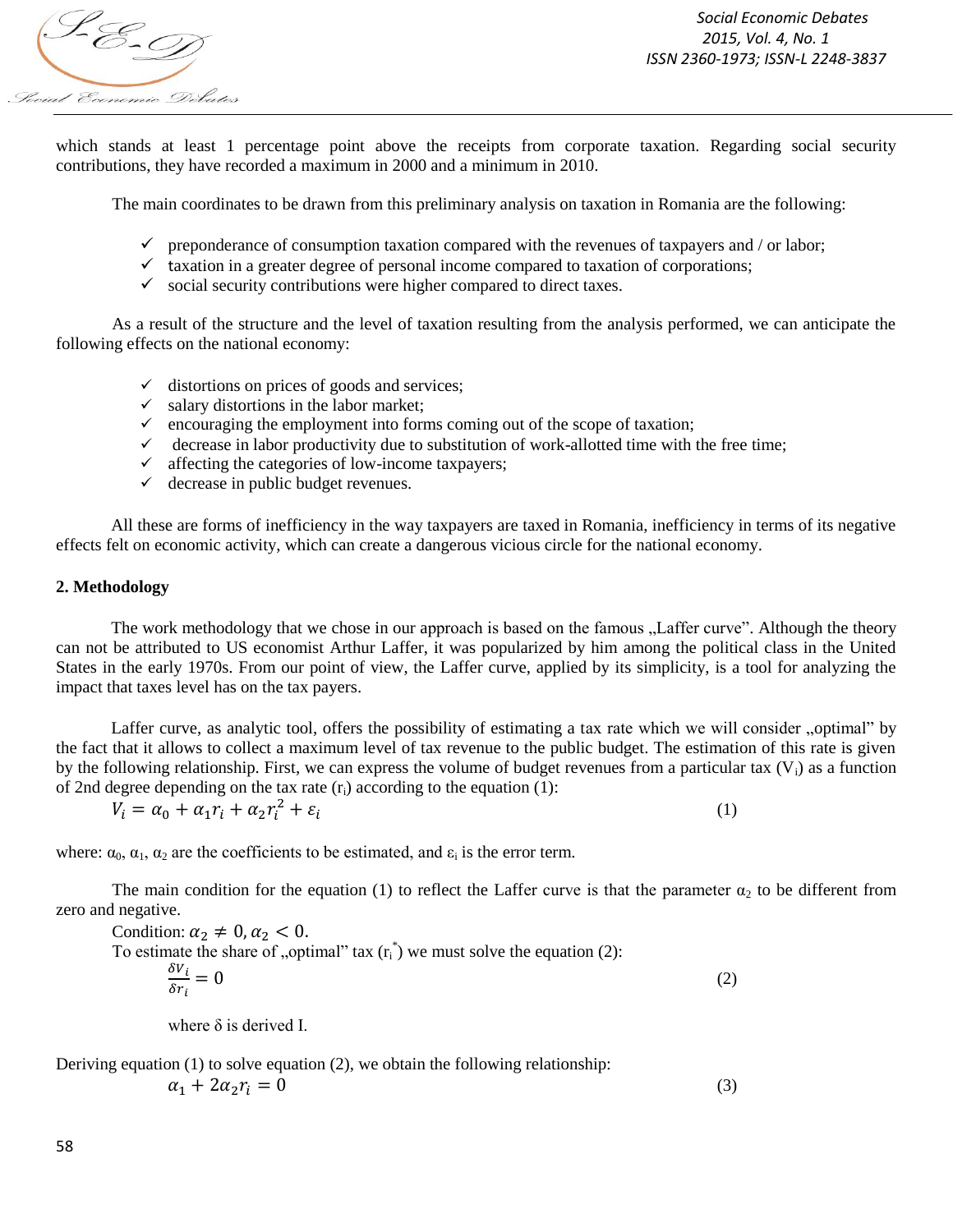which stands at least 1 percentage point above the receipts from corporate taxation. Regarding social security contributions, they have recorded a maximum in 2000 and a minimum in 2010.

The main coordinates to be drawn from this preliminary analysis on taxation in Romania are the following:

- ✓ preponderance of consumption taxation compared with the revenues of taxpayers and / or labor;
- ✓ taxation in a greater degree of personal income compared to taxation of corporations;
- ✓ social security contributions were higher compared to direct taxes.

As a result of the structure and the level of taxation resulting from the analysis performed, we can anticipate the following effects on the national economy:

- ✓ distortions on prices of goods and services;
- ✓ salary distortions in the labor market;
- ✓ encouraging the employment into forms coming out of the scope of taxation;
- ✓ decrease in labor productivity due to substitution of work-allotted time with the free time;
- ✓ affecting the categories of low-income taxpayers;
- ✓ decrease in public budget revenues.

All these are forms of inefficiency in the way taxpayers are taxed in Romania, inefficiency in terms of its negative effects felt on economic activity, which can create a dangerous vicious circle for the national economy.

## 2. Methodology

The work methodology that we chose in our approach is based on the famous „Laffer curve". Although the theory can not be attributed to US economist Arthur Laffer, it was popularized by him among the political class in the United States in the early 1970s. From our point of view, the Laffer curve, applied by its simplicity, is a tool for analyzing the impact that taxes level has on the tax payers.

Laffer curve, as analytic tool, offers the possibility of estimating a tax rate which we will consider „optimal" by the fact that it allows to collect a maximum level of tax revenue to the public budget. The estimation of this rate is given by the following relationship. First, we can express the volume of budget revenues from a particular tax ($V_i$) as a function of 2nd degree depending on the tax rate ($r_i$) according to the equation (1):

$$V_i = \alpha_0 + \alpha_1 r_i + \alpha_2 r_i^2 + \varepsilon_i \qquad (1)$$

where: $\alpha_0$, $\alpha_1$, $\alpha_2$ are the coefficients to be estimated, and $\varepsilon_i$ is the error term.

The main condition for the equation (1) to reflect the Laffer curve is that the parameter $\alpha_2$ to be different from zero and negative.

Condition: $\alpha_2 \neq 0, \alpha_2 < 0.$

To estimate the share of „optimal" tax ($r_i^*$) we must solve the equation (2):

$$\frac{\delta V_i}{\delta r_i} = 0 \qquad (2)$$

where δ is derived I.

Deriving equation (1) to solve equation (2), we obtain the following relationship:

$$\alpha_1 + 2\alpha_2 r_i = 0 \qquad (3)$$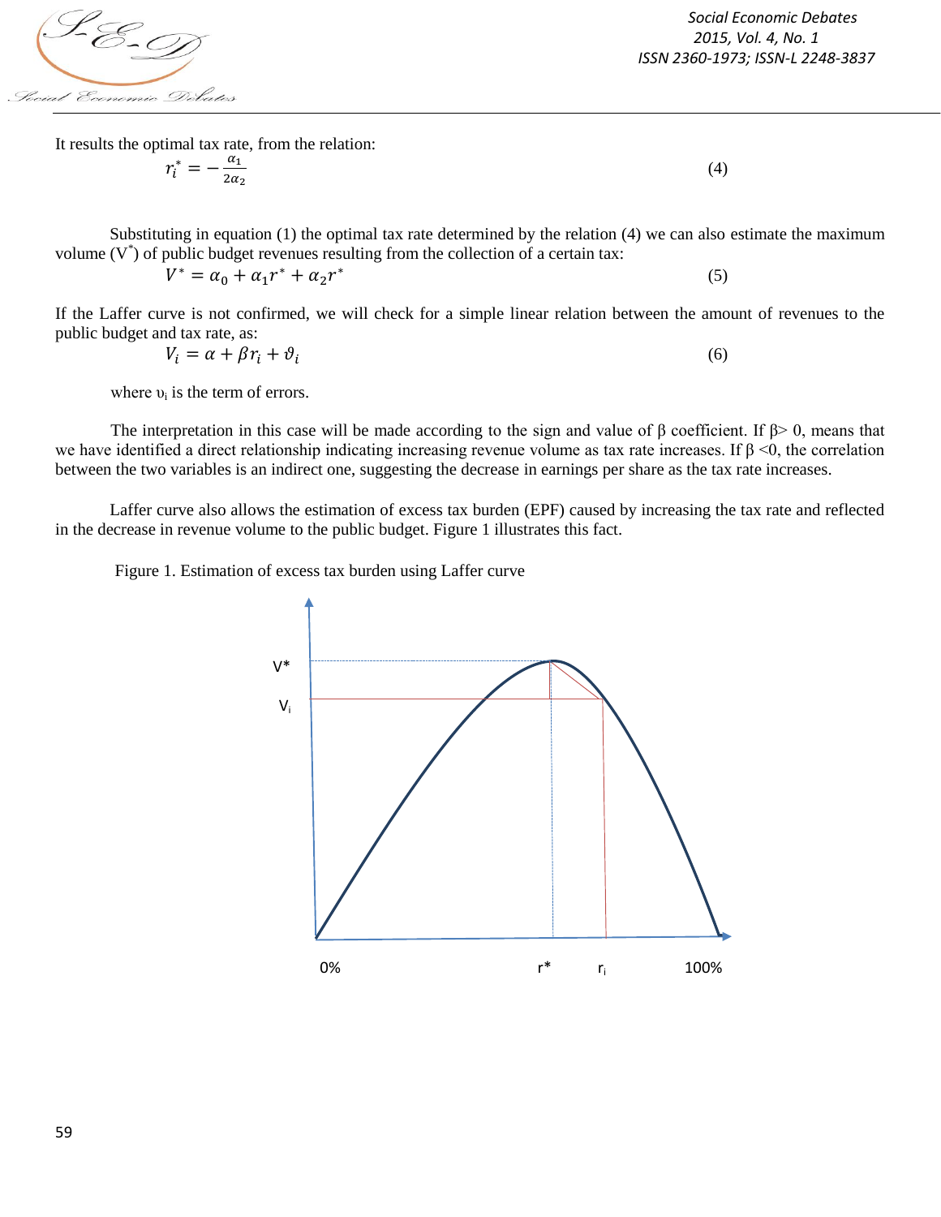It results the optimal tax rate, from the relation:

$$r_i^* = -\frac{\alpha_1}{2\alpha_2} \tag{4}$$

Substituting in equation (1) the optimal tax rate determined by the relation (4) we can also estimate the maximum volume ($V^*$) of public budget revenues resulting from the collection of a certain tax:

$$V^* = \alpha_0 + \alpha_1 r^* + \alpha_2 r^* \tag{5}$$

If the Laffer curve is not confirmed, we will check for a simple linear relation between the amount of revenues to the public budget and tax rate, as:

$$V_i = \alpha + \beta r_i + \vartheta_i \tag{6}$$

where $\upsilon_i$ is the term of errors.

The interpretation in this case will be made according to the sign and value of β coefficient. If $\beta > 0$, means that we have identified a direct relationship indicating increasing revenue volume as tax rate increases. If $\beta < 0$, the correlation between the two variables is an indirect one, suggesting the decrease in earnings per share as the tax rate increases.

Laffer curve also allows the estimation of excess tax burden (EPF) caused by increasing the tax rate and reflected in the decrease in revenue volume to the public budget. Figure 1 illustrates this fact.

Figure 1. Estimation of excess tax burden using Laffer curve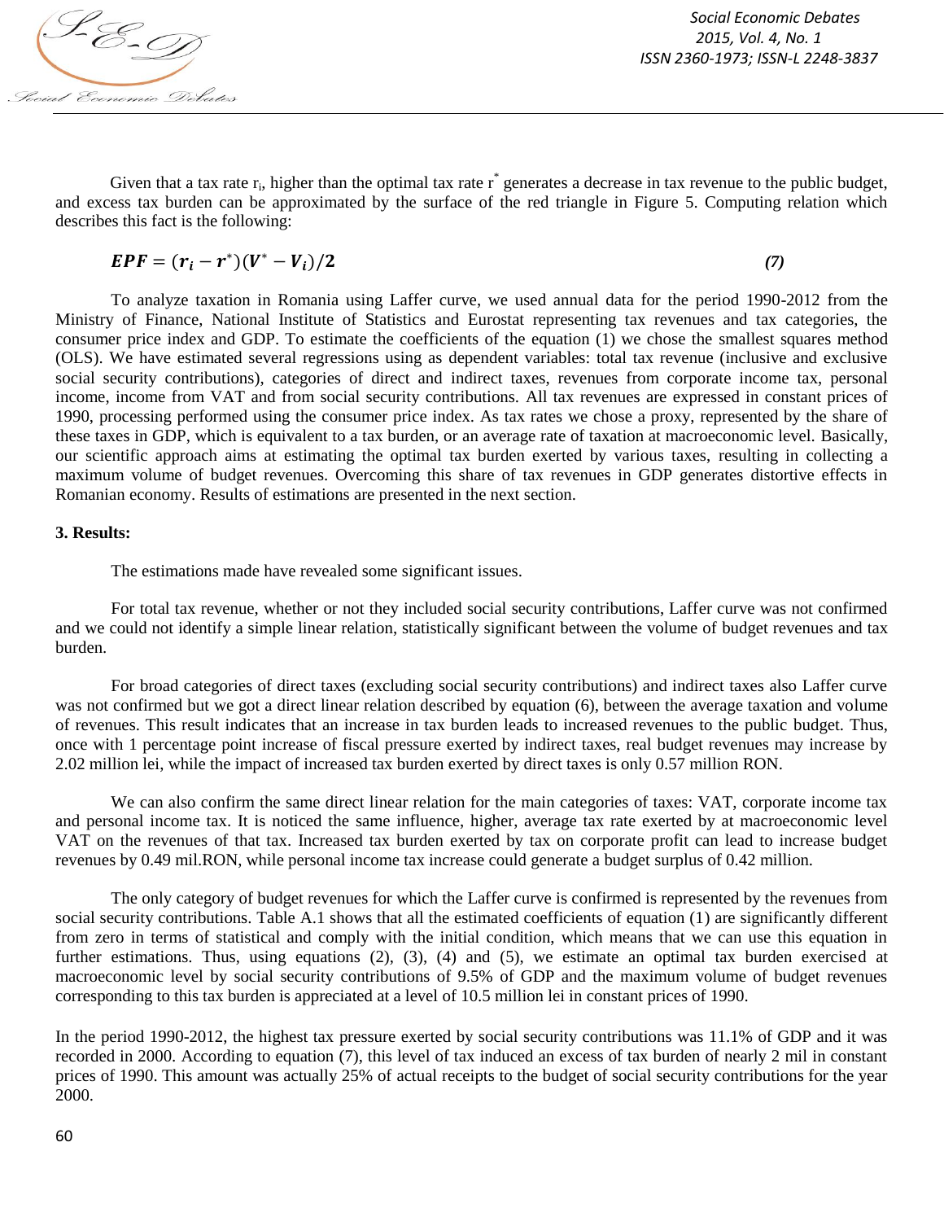Given that a tax rate $r_i$, higher than the optimal tax rate $r^*$ generates a decrease in tax revenue to the public budget, and excess tax burden can be approximated by the surface of the red triangle in Figure 5. Computing relation which describes this fact is the following:

$$\boldsymbol{EPF = (r_i - r^*)(V^* - V_i)/2} \qquad (7)$$

To analyze taxation in Romania using Laffer curve, we used annual data for the period 1990-2012 from the Ministry of Finance, National Institute of Statistics and Eurostat representing tax revenues and tax categories, the consumer price index and GDP. To estimate the coefficients of the equation (1) we chose the smallest squares method (OLS). We have estimated several regressions using as dependent variables: total tax revenue (inclusive and exclusive social security contributions), categories of direct and indirect taxes, revenues from corporate income tax, personal income, income from VAT and from social security contributions. All tax revenues are expressed in constant prices of 1990, processing performed using the consumer price index. As tax rates we chose a proxy, represented by the share of these taxes in GDP, which is equivalent to a tax burden, or an average rate of taxation at macroeconomic level. Basically, our scientific approach aims at estimating the optimal tax burden exerted by various taxes, resulting in collecting a maximum volume of budget revenues. Overcoming this share of tax revenues in GDP generates distortive effects in Romanian economy. Results of estimations are presented in the next section.

### 3. Results:

The estimations made have revealed some significant issues.

For total tax revenue, whether or not they included social security contributions, Laffer curve was not confirmed and we could not identify a simple linear relation, statistically significant between the volume of budget revenues and tax burden.

For broad categories of direct taxes (excluding social security contributions) and indirect taxes also Laffer curve was not confirmed but we got a direct linear relation described by equation (6), between the average taxation and volume of revenues. This result indicates that an increase in tax burden leads to increased revenues to the public budget. Thus, once with 1 percentage point increase of fiscal pressure exerted by indirect taxes, real budget revenues may increase by 2.02 million lei, while the impact of increased tax burden exerted by direct taxes is only 0.57 million RON.

We can also confirm the same direct linear relation for the main categories of taxes: VAT, corporate income tax and personal income tax. It is noticed the same influence, higher, average tax rate exerted by at macroeconomic level VAT on the revenues of that tax. Increased tax burden exerted by tax on corporate profit can lead to increase budget revenues by 0.49 mil.RON, while personal income tax increase could generate a budget surplus of 0.42 million.

The only category of budget revenues for which the Laffer curve is confirmed is represented by the revenues from social security contributions. Table A.1 shows that all the estimated coefficients of equation (1) are significantly different from zero in terms of statistical and comply with the initial condition, which means that we can use this equation in further estimations. Thus, using equations (2), (3), (4) and (5), we estimate an optimal tax burden exercised at macroeconomic level by social security contributions of 9.5% of GDP and the maximum volume of budget revenues corresponding to this tax burden is appreciated at a level of 10.5 million lei in constant prices of 1990.

In the period 1990-2012, the highest tax pressure exerted by social security contributions was 11.1% of GDP and it was recorded in 2000. According to equation (7), this level of tax induced an excess of tax burden of nearly 2 mil in constant prices of 1990. This amount was actually 25% of actual receipts to the budget of social security contributions for the year 2000.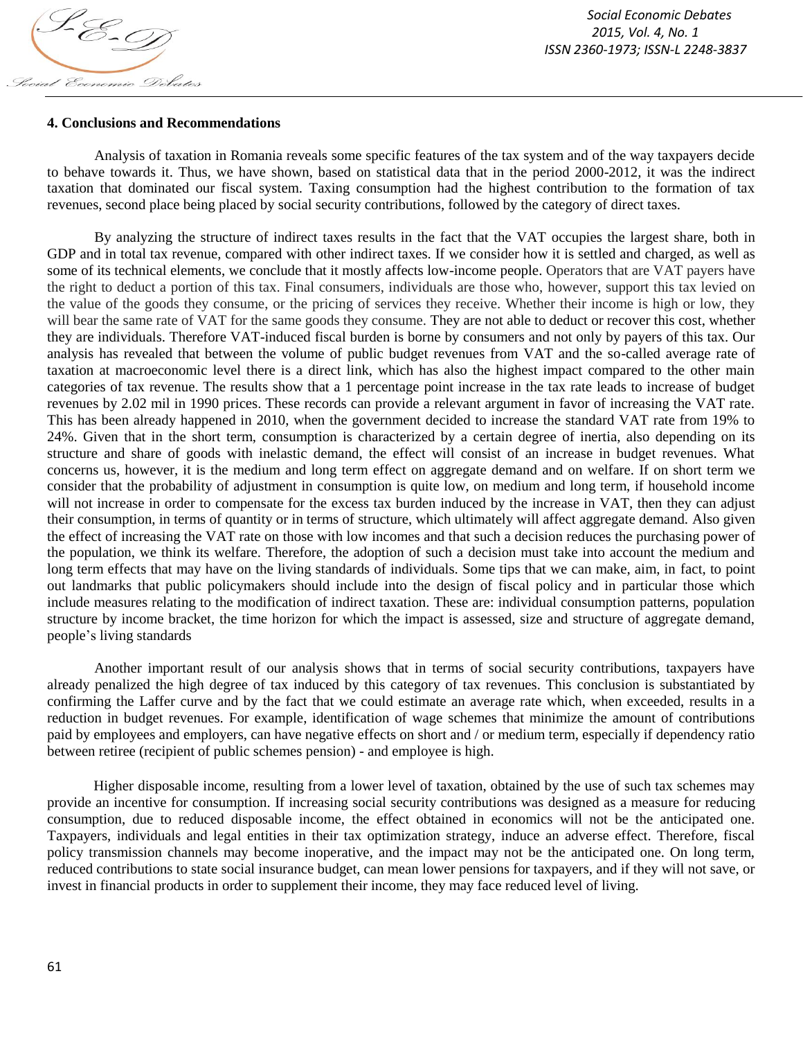### 4. Conclusions and Recommendations

Analysis of taxation in Romania reveals some specific features of the tax system and of the way taxpayers decide to behave towards it. Thus, we have shown, based on statistical data that in the period 2000-2012, it was the indirect taxation that dominated our fiscal system. Taxing consumption had the highest contribution to the formation of tax revenues, second place being placed by social security contributions, followed by the category of direct taxes.

By analyzing the structure of indirect taxes results in the fact that the VAT occupies the largest share, both in GDP and in total tax revenue, compared with other indirect taxes. If we consider how it is settled and charged, as well as some of its technical elements, we conclude that it mostly affects low-income people. Operators that are VAT payers have the right to deduct a portion of this tax. Final consumers, individuals are those who, however, support this tax levied on the value of the goods they consume, or the pricing of services they receive. Whether their income is high or low, they will bear the same rate of VAT for the same goods they consume. They are not able to deduct or recover this cost, whether they are individuals. Therefore VAT-induced fiscal burden is borne by consumers and not only by payers of this tax. Our analysis has revealed that between the volume of public budget revenues from VAT and the so-called average rate of taxation at macroeconomic level there is a direct link, which has also the highest impact compared to the other main categories of tax revenue. The results show that a 1 percentage point increase in the tax rate leads to increase of budget revenues by 2.02 mil in 1990 prices. These records can provide a relevant argument in favor of increasing the VAT rate. This has been already happened in 2010, when the government decided to increase the standard VAT rate from 19% to 24%. Given that in the short term, consumption is characterized by a certain degree of inertia, also depending on its structure and share of goods with inelastic demand, the effect will consist of an increase in budget revenues. What concerns us, however, it is the medium and long term effect on aggregate demand and on welfare. If on short term we consider that the probability of adjustment in consumption is quite low, on medium and long term, if household income will not increase in order to compensate for the excess tax burden induced by the increase in VAT, then they can adjust their consumption, in terms of quantity or in terms of structure, which ultimately will affect aggregate demand. Also given the effect of increasing the VAT rate on those with low incomes and that such a decision reduces the purchasing power of the population, we think its welfare. Therefore, the adoption of such a decision must take into account the medium and long term effects that may have on the living standards of individuals. Some tips that we can make, aim, in fact, to point out landmarks that public policymakers should include into the design of fiscal policy and in particular those which include measures relating to the modification of indirect taxation. These are: individual consumption patterns, population structure by income bracket, the time horizon for which the impact is assessed, size and structure of aggregate demand, people's living standards

Another important result of our analysis shows that in terms of social security contributions, taxpayers have already penalized the high degree of tax induced by this category of tax revenues. This conclusion is substantiated by confirming the Laffer curve and by the fact that we could estimate an average rate which, when exceeded, results in a reduction in budget revenues. For example, identification of wage schemes that minimize the amount of contributions paid by employees and employers, can have negative effects on short and / or medium term, especially if dependency ratio between retiree (recipient of public schemes pension) - and employee is high.

Higher disposable income, resulting from a lower level of taxation, obtained by the use of such tax schemes may provide an incentive for consumption. If increasing social security contributions was designed as a measure for reducing consumption, due to reduced disposable income, the effect obtained in economics will not be the anticipated one. Taxpayers, individuals and legal entities in their tax optimization strategy, induce an adverse effect. Therefore, fiscal policy transmission channels may become inoperative, and the impact may not be the anticipated one. On long term, reduced contributions to state social insurance budget, can mean lower pensions for taxpayers, and if they will not save, or invest in financial products in order to supplement their income, they may face reduced level of living.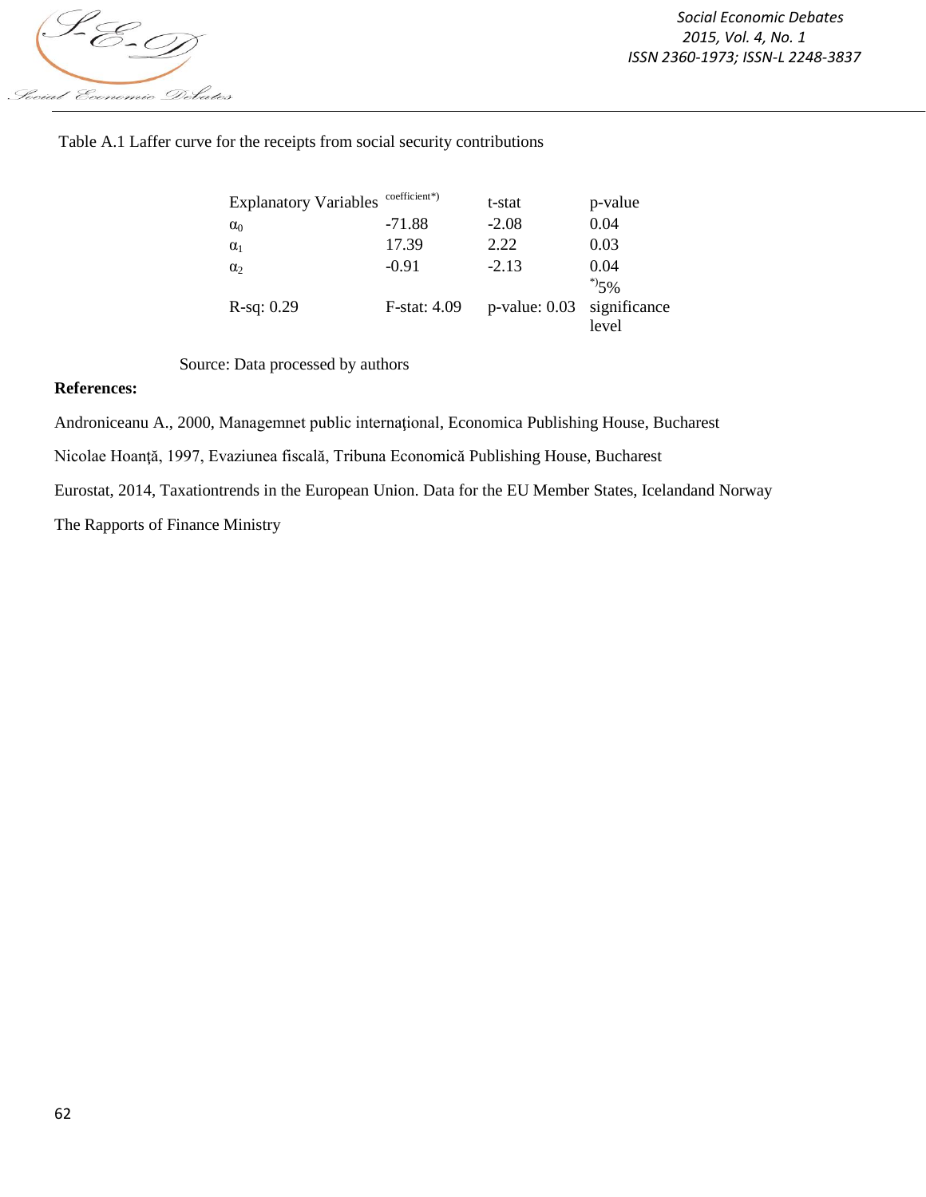Table A.1 Laffer curve for the receipts from social security contributions

| Explanatory Variables | coefficient*) | t-stat | p-value |
|---|---|---|---|
| $\alpha_0$ | -71.88 | -2.08 | 0.04 |
| $\alpha_1$ | 17.39 | 2.22 | 0.03 |
| $\alpha_2$ | -0.91 | -2.13 | 0.04 |
| R-sq: 0.29 | F-stat: 4.09 | p-value: 0.03 | *)5% significance level |

Source: Data processed by authors

**References:**

Androniceanu A., 2000, Managemnet public internațional, Economica Publishing House, Bucharest

Nicolae Hoanţă, 1997, Evaziunea fiscală, Tribuna Economică Publishing House, Bucharest

Eurostat, 2014, Taxationtrends in the European Union. Data for the EU Member States, Icelandand Norway

The Rapports of Finance Ministry